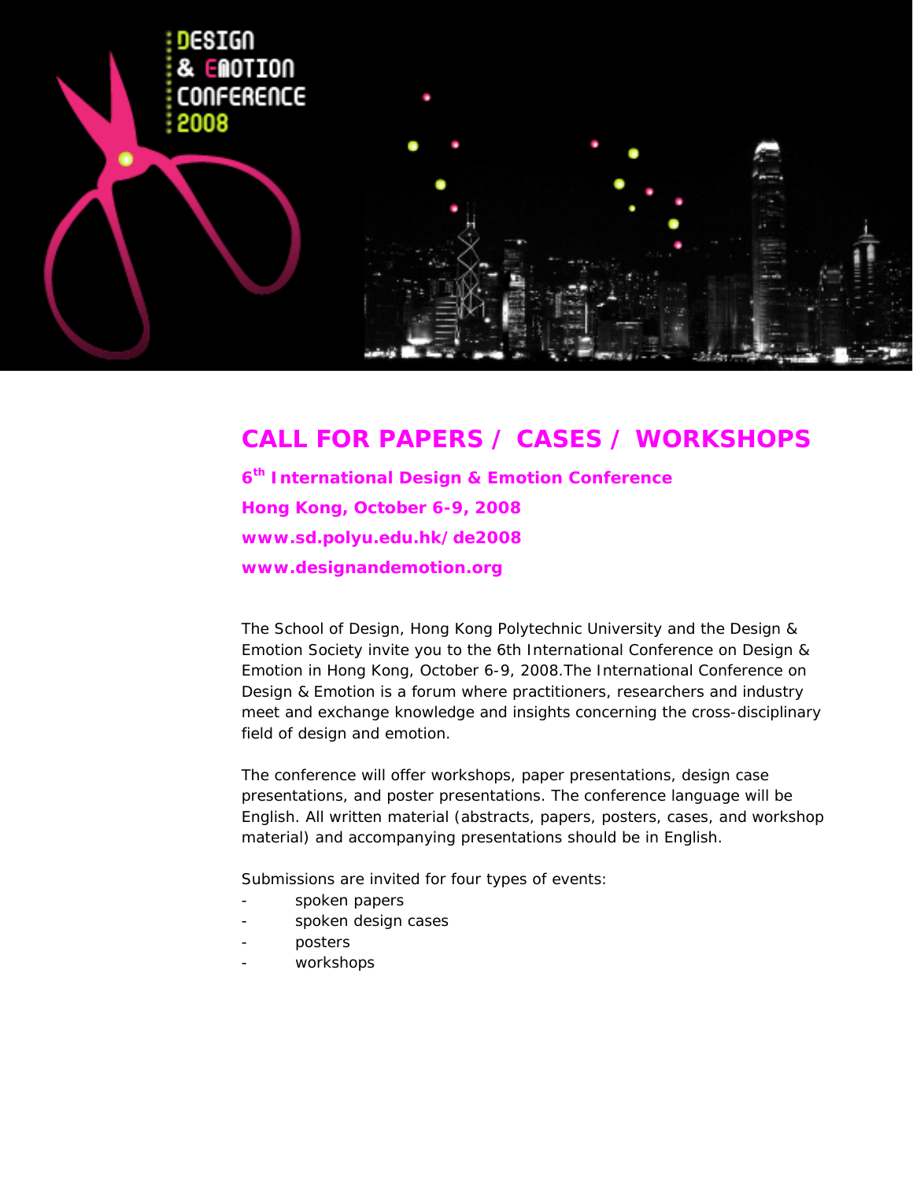DESIGN
& EMOTION
CONFERENCE
2008

# CALL FOR PAPERS / CASES / WORKSHOPS

**6th International Design & Emotion Conference**

**Hong Kong, October 6-9, 2008**

**www.sd.polyu.edu.hk/de2008**

**www.designandemotion.org**

The School of Design, Hong Kong Polytechnic University and the Design & Emotion Society invite you to the 6th International Conference on Design & Emotion in Hong Kong, October 6-9, 2008.The International Conference on Design & Emotion is a forum where practitioners, researchers and industry meet and exchange knowledge and insights concerning the cross-disciplinary field of design and emotion.

The conference will offer workshops, paper presentations, design case presentations, and poster presentations. The conference language will be English. All written material (abstracts, papers, posters, cases, and workshop material) and accompanying presentations should be in English.

Submissions are invited for four types of events:

- spoken papers
- spoken design cases
- posters
- workshops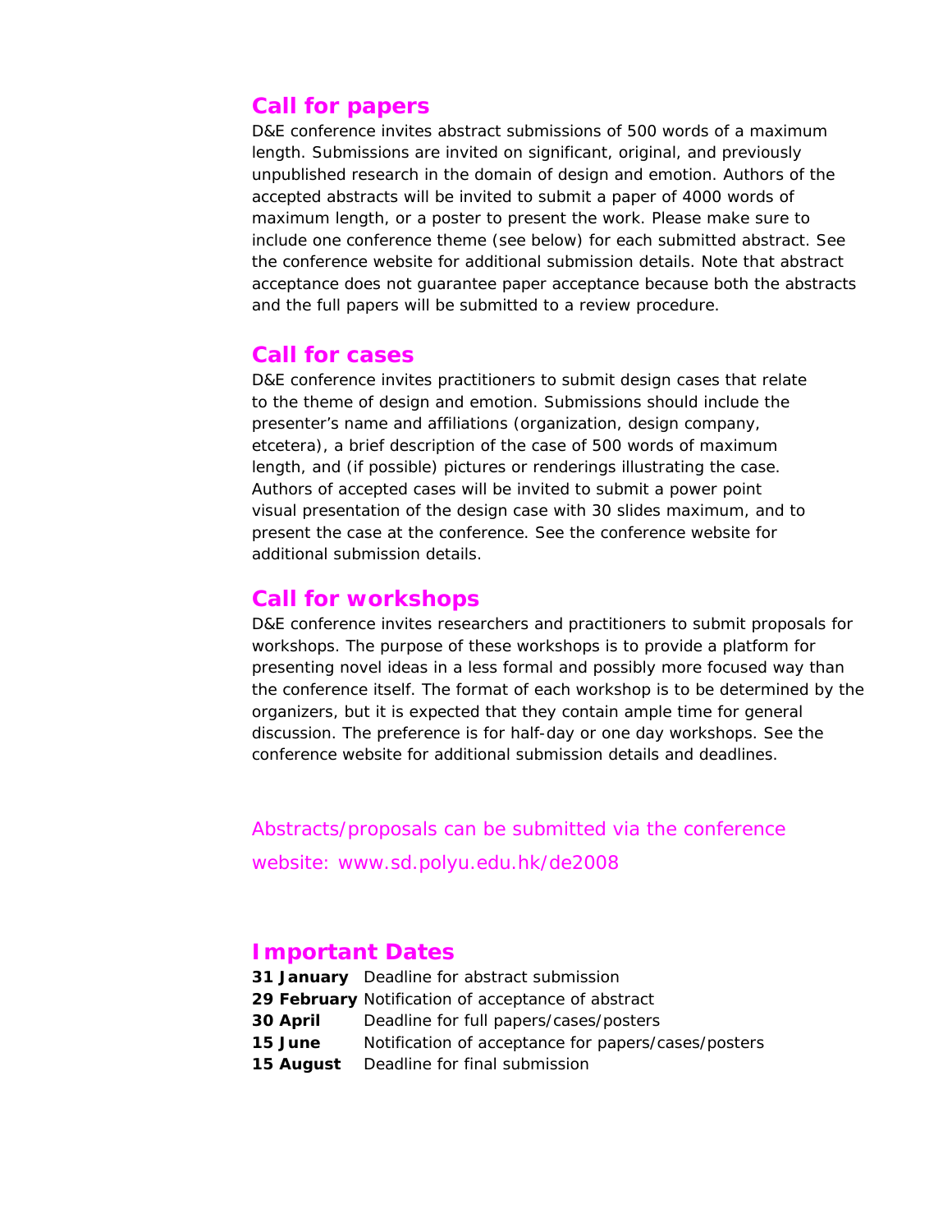## Call for papers

D&E conference invites abstract submissions of 500 words of a maximum length. Submissions are invited on significant, original, and previously unpublished research in the domain of design and emotion. Authors of the accepted abstracts will be invited to submit a paper of 4000 words of maximum length, or a poster to present the work. Please make sure to include one conference theme (see below) for each submitted abstract. See the conference website for additional submission details. Note that abstract acceptance does not guarantee paper acceptance because both the abstracts and the full papers will be submitted to a review procedure.

## Call for cases

D&E conference invites practitioners to submit design cases that relate to the theme of design and emotion. Submissions should include the presenter's name and affiliations (organization, design company, etcetera), a brief description of the case of 500 words of maximum length, and (if possible) pictures or renderings illustrating the case. Authors of accepted cases will be invited to submit a power point visual presentation of the design case with 30 slides maximum, and to present the case at the conference. See the conference website for additional submission details.

## Call for workshops

D&E conference invites researchers and practitioners to submit proposals for workshops. The purpose of these workshops is to provide a platform for presenting novel ideas in a less formal and possibly more focused way than the conference itself. The format of each workshop is to be determined by the organizers, but it is expected that they contain ample time for general discussion. The preference is for half-day or one day workshops. See the conference website for additional submission details and deadlines.

Abstracts/proposals can be submitted via the conference website: www.sd.polyu.edu.hk/de2008

## Important Dates

**31 January** Deadline for abstract submission
**29 February** Notification of acceptance of abstract
**30 April** Deadline for full papers/cases/posters
**15 June** Notification of acceptance for papers/cases/posters
**15 August** Deadline for final submission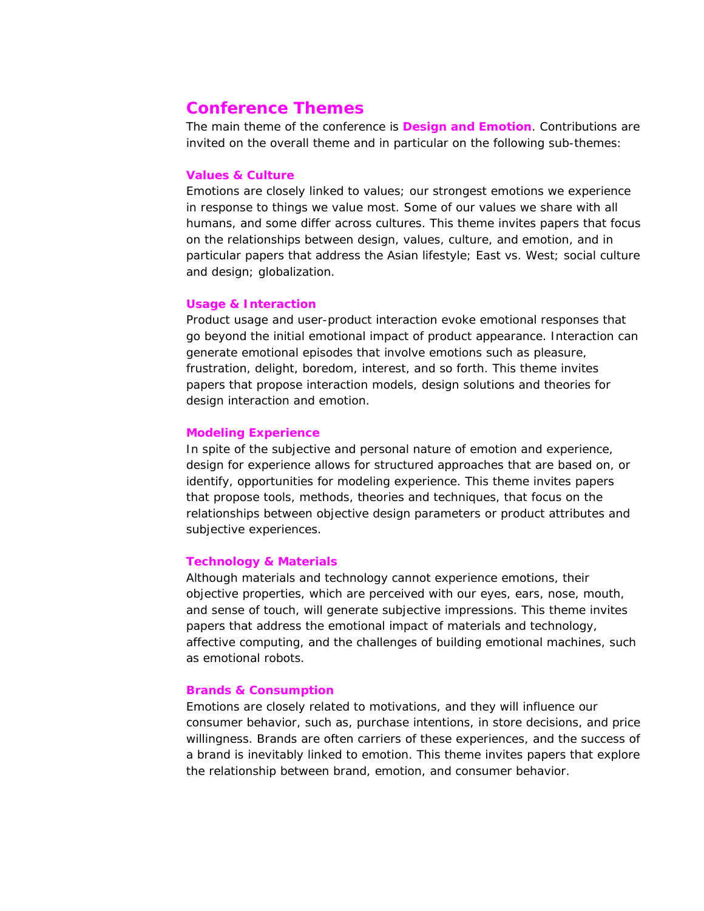## Conference Themes

The main theme of the conference is **Design and Emotion**. Contributions are invited on the overall theme and in particular on the following sub-themes:

### Values & Culture

Emotions are closely linked to values; our strongest emotions we experience in response to things we value most. Some of our values we share with all humans, and some differ across cultures. This theme invites papers that focus on the relationships between design, values, culture, and emotion, and in particular papers that address the Asian lifestyle; East vs. West; social culture and design; globalization.

### Usage & Interaction

Product usage and user-product interaction evoke emotional responses that go beyond the initial emotional impact of product appearance. Interaction can generate emotional episodes that involve emotions such as pleasure, frustration, delight, boredom, interest, and so forth. This theme invites papers that propose interaction models, design solutions and theories for design interaction and emotion.

### Modeling Experience

In spite of the subjective and personal nature of emotion and experience, design for experience allows for structured approaches that are based on, or identify, opportunities for modeling experience. This theme invites papers that propose tools, methods, theories and techniques, that focus on the relationships between objective design parameters or product attributes and subjective experiences.

### Technology & Materials

Although materials and technology cannot experience emotions, their objective properties, which are perceived with our eyes, ears, nose, mouth, and sense of touch, will generate subjective impressions. This theme invites papers that address the emotional impact of materials and technology, affective computing, and the challenges of building emotional machines, such as emotional robots.

### Brands & Consumption

Emotions are closely related to motivations, and they will influence our consumer behavior, such as, purchase intentions, in store decisions, and price willingness. Brands are often carriers of these experiences, and the success of a brand is inevitably linked to emotion. This theme invites papers that explore the relationship between brand, emotion, and consumer behavior.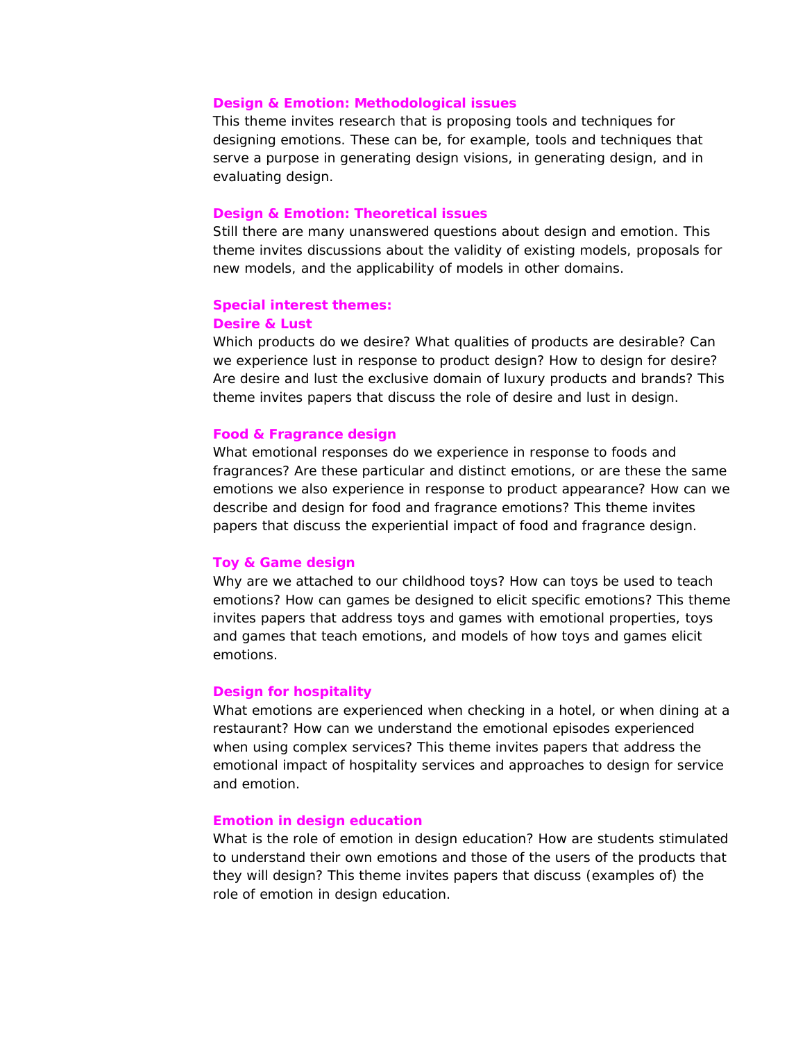**Design & Emotion: Methodological issues**

This theme invites research that is proposing tools and techniques for designing emotions. These can be, for example, tools and techniques that serve a purpose in generating design visions, in generating design, and in evaluating design.

**Design & Emotion: Theoretical issues**

Still there are many unanswered questions about design and emotion. This theme invites discussions about the validity of existing models, proposals for new models, and the applicability of models in other domains.

**Special interest themes:**

**Desire & Lust**

Which products do we desire? What qualities of products are desirable? Can we experience lust in response to product design? How to design for desire? Are desire and lust the exclusive domain of luxury products and brands? This theme invites papers that discuss the role of desire and lust in design.

**Food & Fragrance design**

What emotional responses do we experience in response to foods and fragrances? Are these particular and distinct emotions, or are these the same emotions we also experience in response to product appearance? How can we describe and design for food and fragrance emotions? This theme invites papers that discuss the experiential impact of food and fragrance design.

**Toy & Game design**

Why are we attached to our childhood toys? How can toys be used to teach emotions? How can games be designed to elicit specific emotions? This theme invites papers that address toys and games with emotional properties, toys and games that teach emotions, and models of how toys and games elicit emotions.

**Design for hospitality**

What emotions are experienced when checking in a hotel, or when dining at a restaurant? How can we understand the emotional episodes experienced when using complex services? This theme invites papers that address the emotional impact of hospitality services and approaches to design for service and emotion.

**Emotion in design education**

What is the role of emotion in design education? How are students stimulated to understand their own emotions and those of the users of the products that they will design? This theme invites papers that discuss (examples of) the role of emotion in design education.